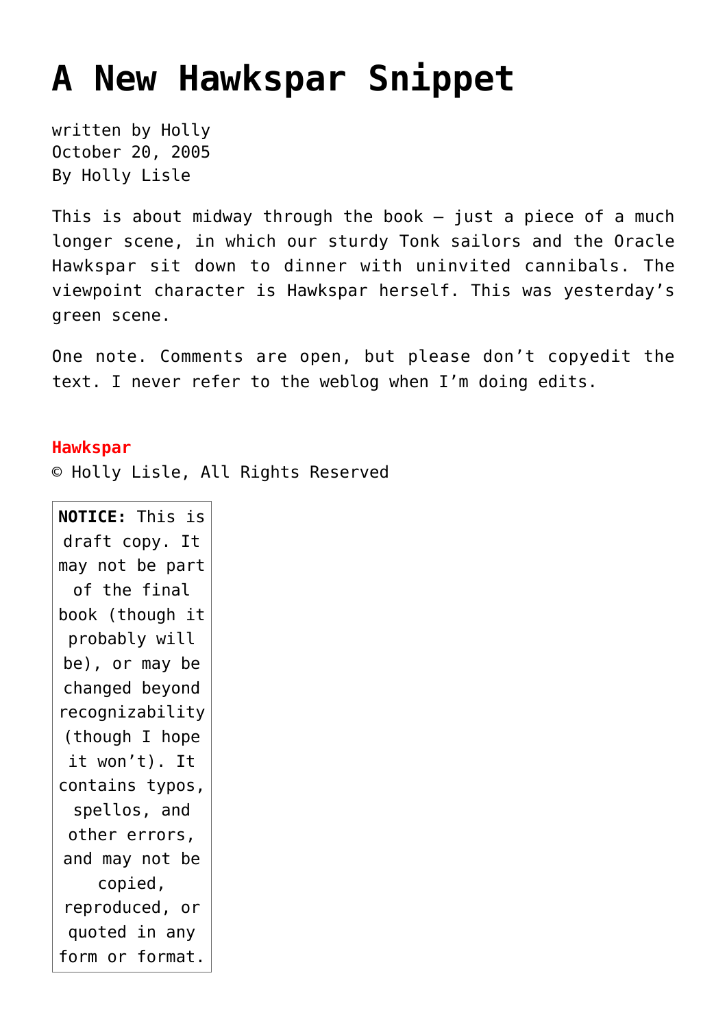# A New Hawkspar Snippet

written by Holly
October 20, 2005
By Holly Lisle

This is about midway through the book — just a piece of a much longer scene, in which our sturdy Tonk sailors and the Oracle Hawkspar sit down to dinner with uninvited cannibals. The viewpoint character is Hawkspar herself. This was yesterday's green scene.

One note. Comments are open, but please don't copyedit the text. I never refer to the weblog when I'm doing edits.

**Hawkspar**
© Holly Lisle, All Rights Reserved

**NOTICE:** This is draft copy. It may not be part of the final book (though it probably will be), or may be changed beyond recognizability (though I hope it won't). It contains typos, spellos, and other errors, and may not be copied, reproduced, or quoted in any form or format.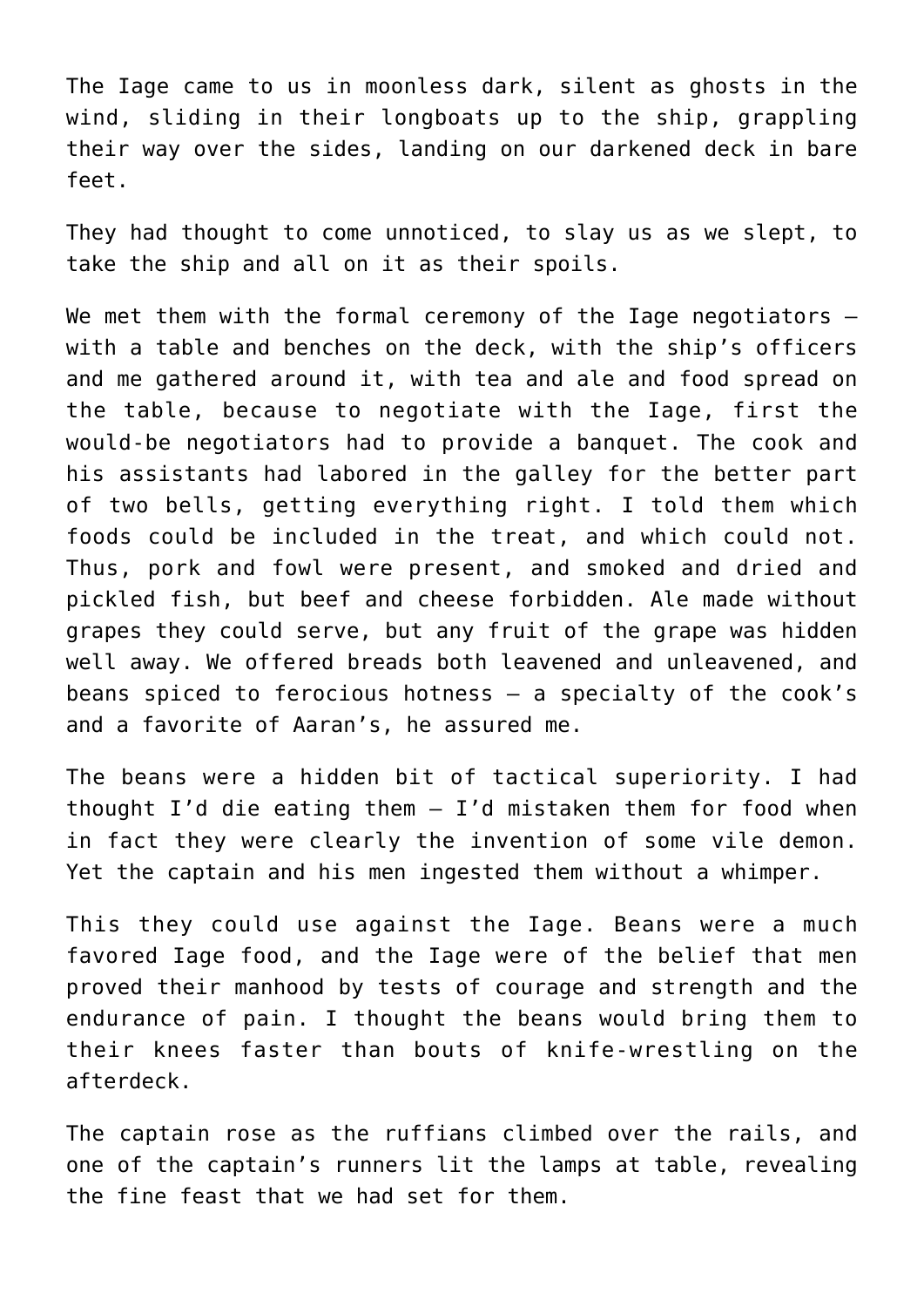The Iage came to us in moonless dark, silent as ghosts in the wind, sliding in their longboats up to the ship, grappling their way over the sides, landing on our darkened deck in bare feet.

They had thought to come unnoticed, to slay us as we slept, to take the ship and all on it as their spoils.

We met them with the formal ceremony of the Iage negotiators — with a table and benches on the deck, with the ship's officers and me gathered around it, with tea and ale and food spread on the table, because to negotiate with the Iage, first the would-be negotiators had to provide a banquet. The cook and his assistants had labored in the galley for the better part of two bells, getting everything right. I told them which foods could be included in the treat, and which could not. Thus, pork and fowl were present, and smoked and dried and pickled fish, but beef and cheese forbidden. Ale made without grapes they could serve, but any fruit of the grape was hidden well away. We offered breads both leavened and unleavened, and beans spiced to ferocious hotness — a specialty of the cook's and a favorite of Aaran's, he assured me.

The beans were a hidden bit of tactical superiority. I had thought I'd die eating them — I'd mistaken them for food when in fact they were clearly the invention of some vile demon. Yet the captain and his men ingested them without a whimper.

This they could use against the Iage. Beans were a much favored Iage food, and the Iage were of the belief that men proved their manhood by tests of courage and strength and the endurance of pain. I thought the beans would bring them to their knees faster than bouts of knife-wrestling on the afterdeck.

The captain rose as the ruffians climbed over the rails, and one of the captain's runners lit the lamps at table, revealing the fine feast that we had set for them.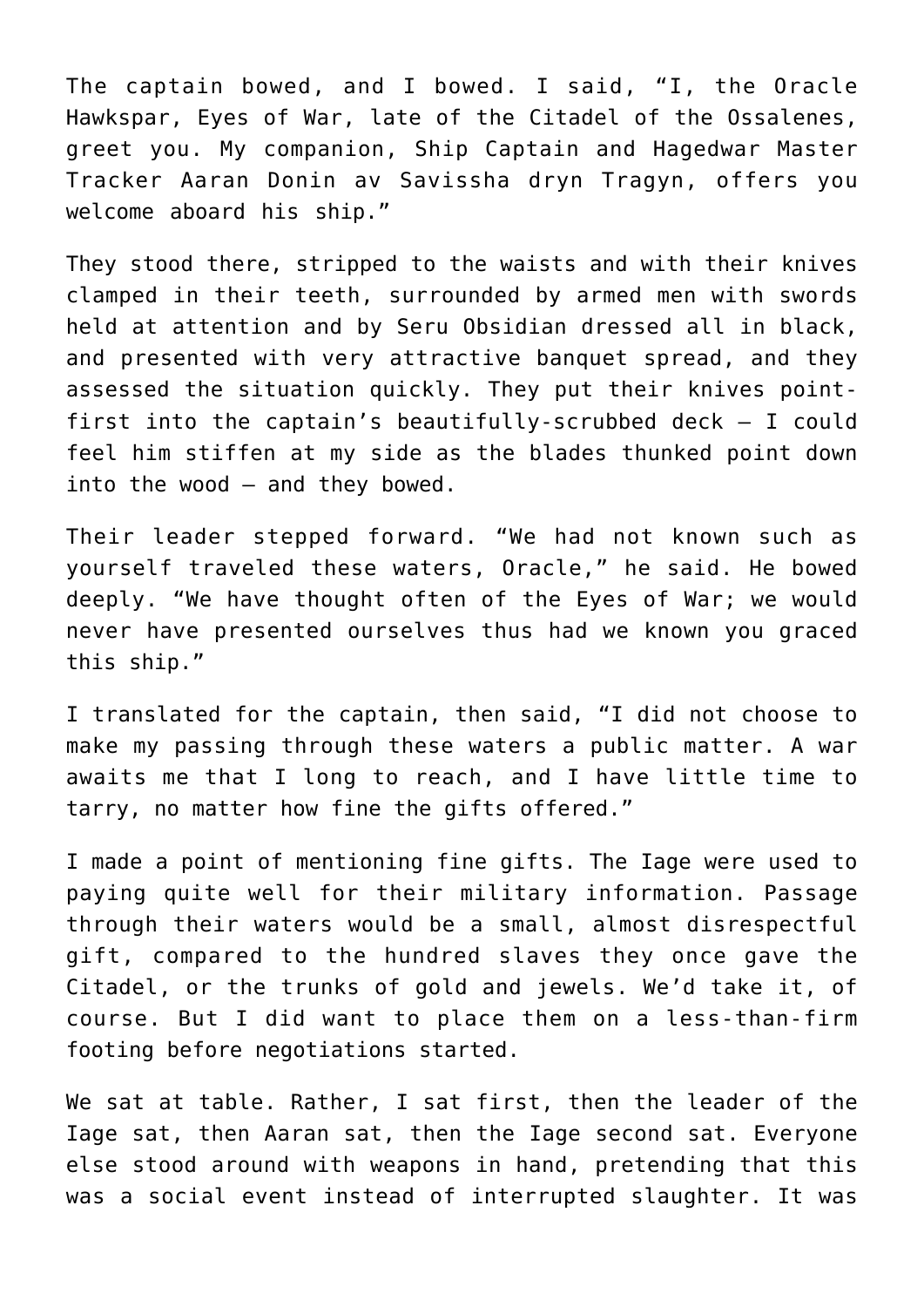The captain bowed, and I bowed. I said, "I, the Oracle Hawkspar, Eyes of War, late of the Citadel of the Ossalenes, greet you. My companion, Ship Captain and Hagedwar Master Tracker Aaran Donin av Savissha dryn Tragyn, offers you welcome aboard his ship."

They stood there, stripped to the waists and with their knives clamped in their teeth, surrounded by armed men with swords held at attention and by Seru Obsidian dressed all in black, and presented with very attractive banquet spread, and they assessed the situation quickly. They put their knives point-first into the captain's beautifully-scrubbed deck — I could feel him stiffen at my side as the blades thunked point down into the wood — and they bowed.

Their leader stepped forward. "We had not known such as yourself traveled these waters, Oracle," he said. He bowed deeply. "We have thought often of the Eyes of War; we would never have presented ourselves thus had we known you graced this ship."

I translated for the captain, then said, "I did not choose to make my passing through these waters a public matter. A war awaits me that I long to reach, and I have little time to tarry, no matter how fine the gifts offered."

I made a point of mentioning fine gifts. The Iage were used to paying quite well for their military information. Passage through their waters would be a small, almost disrespectful gift, compared to the hundred slaves they once gave the Citadel, or the trunks of gold and jewels. We'd take it, of course. But I did want to place them on a less-than-firm footing before negotiations started.

We sat at table. Rather, I sat first, then the leader of the Iage sat, then Aaran sat, then the Iage second sat. Everyone else stood around with weapons in hand, pretending that this was a social event instead of interrupted slaughter. It was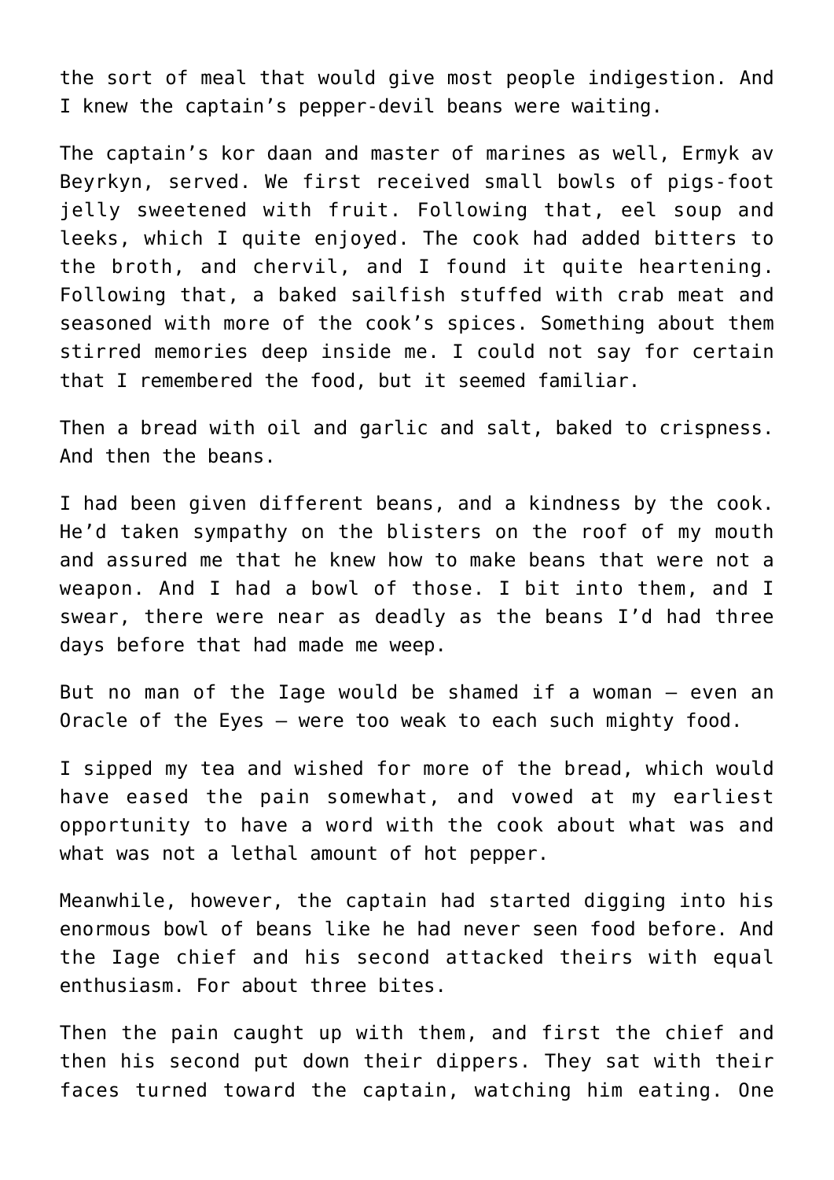the sort of meal that would give most people indigestion. And I knew the captain's pepper-devil beans were waiting.

The captain's kor daan and master of marines as well, Ermyk av Beyrkyn, served. We first received small bowls of pigs-foot jelly sweetened with fruit. Following that, eel soup and leeks, which I quite enjoyed. The cook had added bitters to the broth, and chervil, and I found it quite heartening. Following that, a baked sailfish stuffed with crab meat and seasoned with more of the cook's spices. Something about them stirred memories deep inside me. I could not say for certain that I remembered the food, but it seemed familiar.

Then a bread with oil and garlic and salt, baked to crispness. And then the beans.

I had been given different beans, and a kindness by the cook. He'd taken sympathy on the blisters on the roof of my mouth and assured me that he knew how to make beans that were not a weapon. And I had a bowl of those. I bit into them, and I swear, there were near as deadly as the beans I'd had three days before that had made me weep.

But no man of the Iage would be shamed if a woman — even an Oracle of the Eyes — were too weak to each such mighty food.

I sipped my tea and wished for more of the bread, which would have eased the pain somewhat, and vowed at my earliest opportunity to have a word with the cook about what was and what was not a lethal amount of hot pepper.

Meanwhile, however, the captain had started digging into his enormous bowl of beans like he had never seen food before. And the Iage chief and his second attacked theirs with equal enthusiasm. For about three bites.

Then the pain caught up with them, and first the chief and then his second put down their dippers. They sat with their faces turned toward the captain, watching him eating. One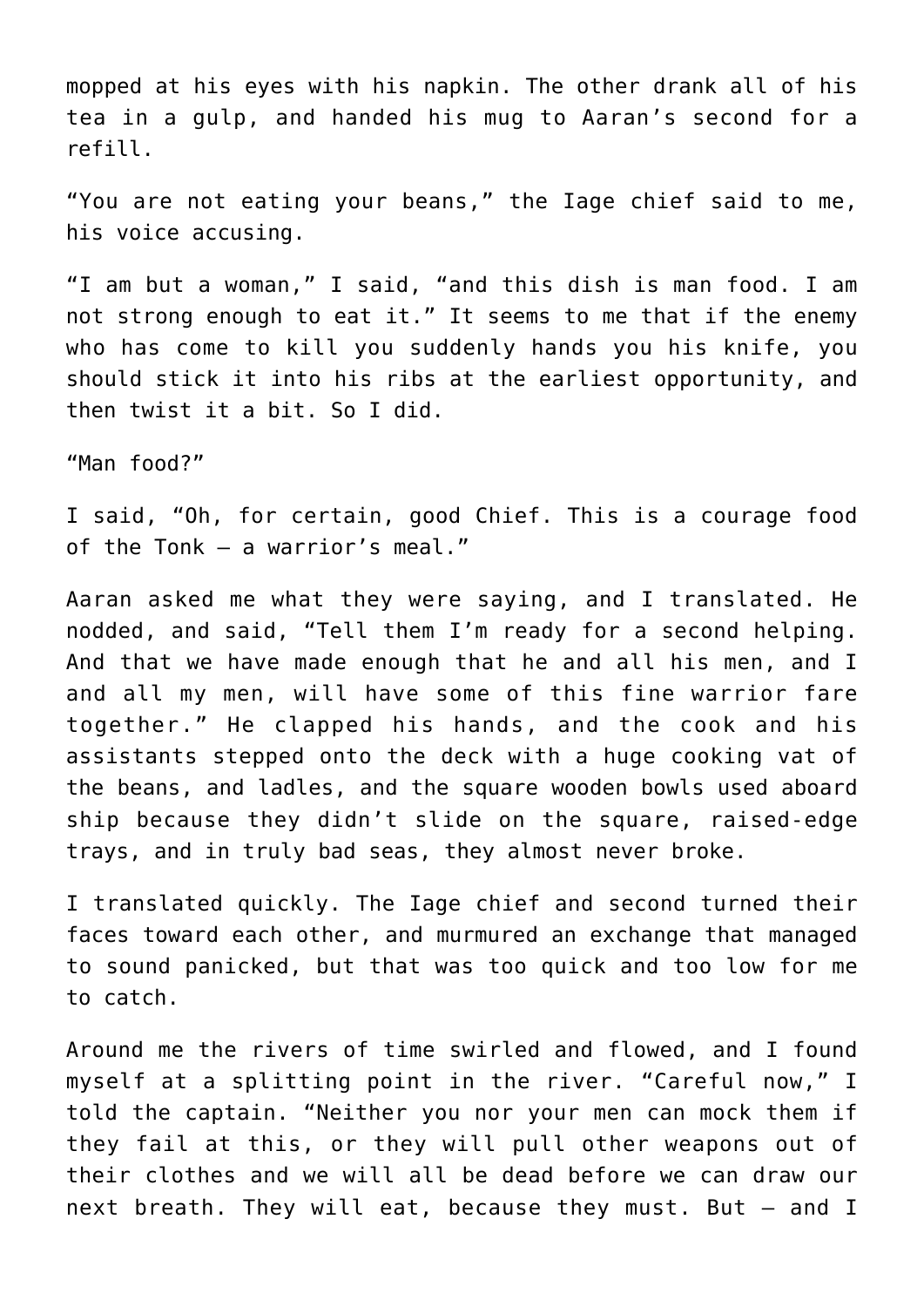mopped at his eyes with his napkin. The other drank all of his tea in a gulp, and handed his mug to Aaran's second for a refill.

"You are not eating your beans," the Iage chief said to me, his voice accusing.

"I am but a woman," I said, "and this dish is man food. I am not strong enough to eat it." It seems to me that if the enemy who has come to kill you suddenly hands you his knife, you should stick it into his ribs at the earliest opportunity, and then twist it a bit. So I did.

"Man food?"

I said, "Oh, for certain, good Chief. This is a courage food of the Tonk – a warrior's meal."

Aaran asked me what they were saying, and I translated. He nodded, and said, "Tell them I'm ready for a second helping. And that we have made enough that he and all his men, and I and all my men, will have some of this fine warrior fare together." He clapped his hands, and the cook and his assistants stepped onto the deck with a huge cooking vat of the beans, and ladles, and the square wooden bowls used aboard ship because they didn't slide on the square, raised-edge trays, and in truly bad seas, they almost never broke.

I translated quickly. The Iage chief and second turned their faces toward each other, and murmured an exchange that managed to sound panicked, but that was too quick and too low for me to catch.

Around me the rivers of time swirled and flowed, and I found myself at a splitting point in the river. "Careful now," I told the captain. "Neither you nor your men can mock them if they fail at this, or they will pull other weapons out of their clothes and we will all be dead before we can draw our next breath. They will eat, because they must. But – and I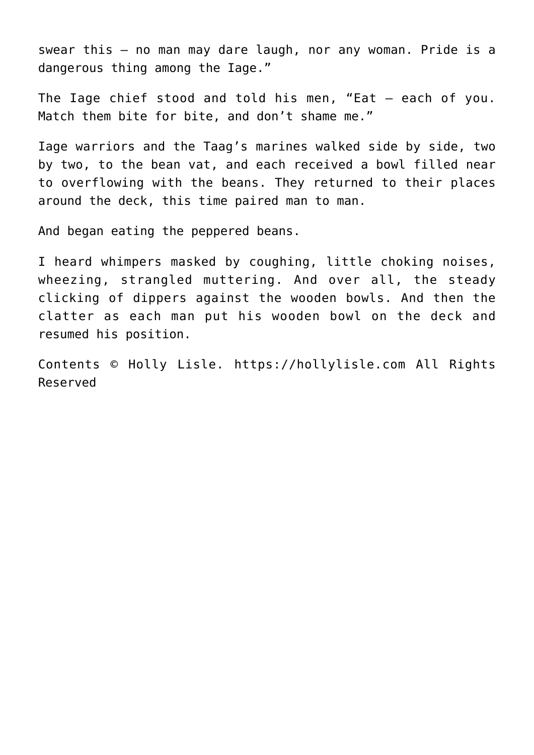swear this – no man may dare laugh, nor any woman. Pride is a dangerous thing among the Iage.”

The Iage chief stood and told his men, “Eat – each of you. Match them bite for bite, and don’t shame me.”

Iage warriors and the Taag’s marines walked side by side, two by two, to the bean vat, and each received a bowl filled near to overflowing with the beans. They returned to their places around the deck, this time paired man to man.

And began eating the peppered beans.

I heard whimpers masked by coughing, little choking noises, wheezing, strangled muttering. And over all, the steady clicking of dippers against the wooden bowls. And then the clatter as each man put his wooden bowl on the deck and resumed his position.

Contents © Holly Lisle. https://hollylisle.com All Rights Reserved